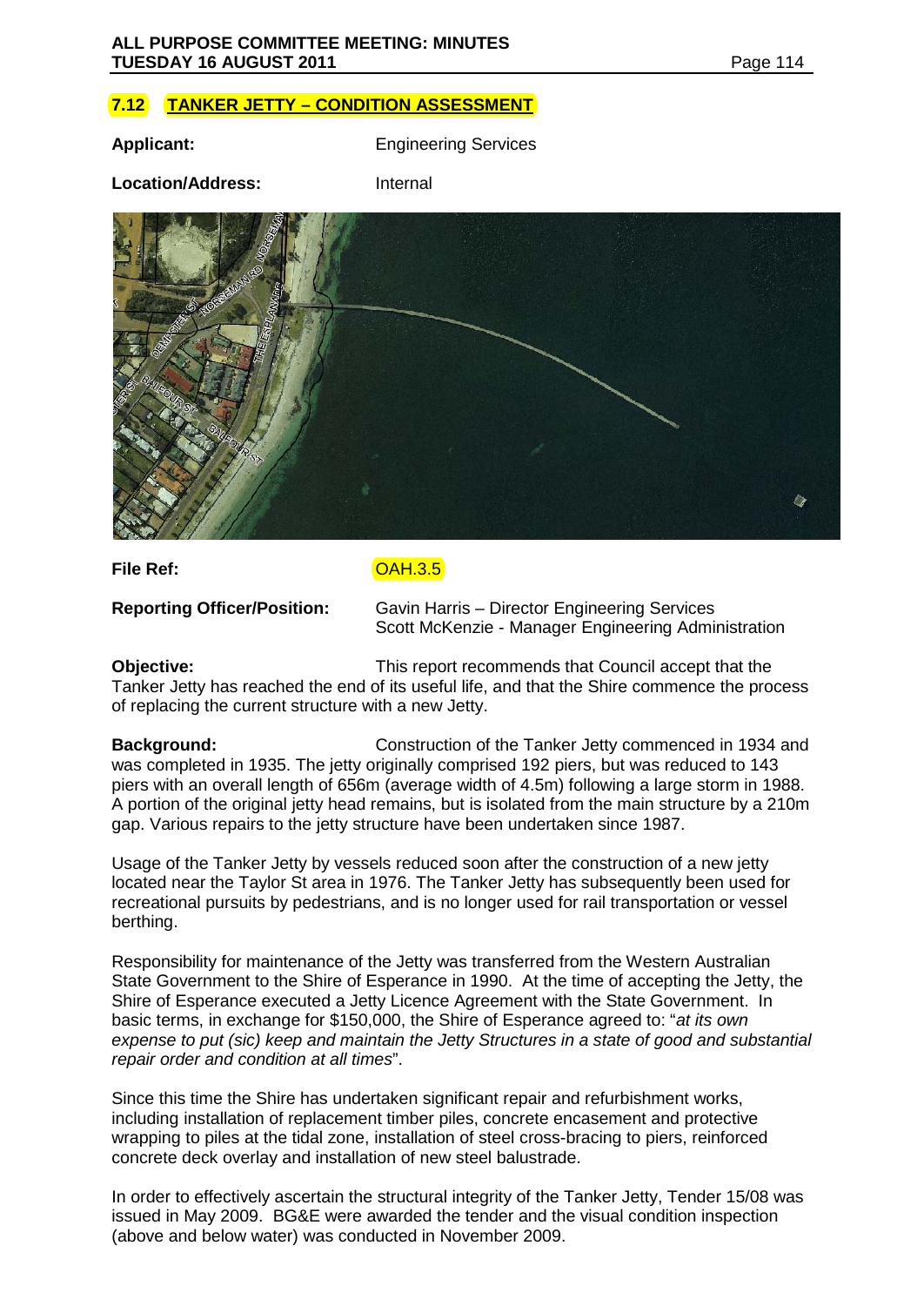## 7.12 TANKER JETTY – CONDITION ASSESSMENT

**Applicant:** Engineering Services

**Location/Address:** Internal

**File Ref:** OAH.3.5

**Reporting Officer/Position:** Gavin Harris – Director Engineering Services
Scott McKenzie - Manager Engineering Administration

**Objective:** This report recommends that Council accept that the Tanker Jetty has reached the end of its useful life, and that the Shire commence the process of replacing the current structure with a new Jetty.

**Background:** Construction of the Tanker Jetty commenced in 1934 and was completed in 1935. The jetty originally comprised 192 piers, but was reduced to 143 piers with an overall length of 656m (average width of 4.5m) following a large storm in 1988. A portion of the original jetty head remains, but is isolated from the main structure by a 210m gap. Various repairs to the jetty structure have been undertaken since 1987.

Usage of the Tanker Jetty by vessels reduced soon after the construction of a new jetty located near the Taylor St area in 1976. The Tanker Jetty has subsequently been used for recreational pursuits by pedestrians, and is no longer used for rail transportation or vessel berthing.

Responsibility for maintenance of the Jetty was transferred from the Western Australian State Government to the Shire of Esperance in 1990. At the time of accepting the Jetty, the Shire of Esperance executed a Jetty Licence Agreement with the State Government. In basic terms, in exchange for $150,000, the Shire of Esperance agreed to: "*at its own expense to put (sic) keep and maintain the Jetty Structures in a state of good and substantial repair order and condition at all times*".

Since this time the Shire has undertaken significant repair and refurbishment works, including installation of replacement timber piles, concrete encasement and protective wrapping to piles at the tidal zone, installation of steel cross-bracing to piers, reinforced concrete deck overlay and installation of new steel balustrade.

In order to effectively ascertain the structural integrity of the Tanker Jetty, Tender 15/08 was issued in May 2009. BG&E were awarded the tender and the visual condition inspection (above and below water) was conducted in November 2009.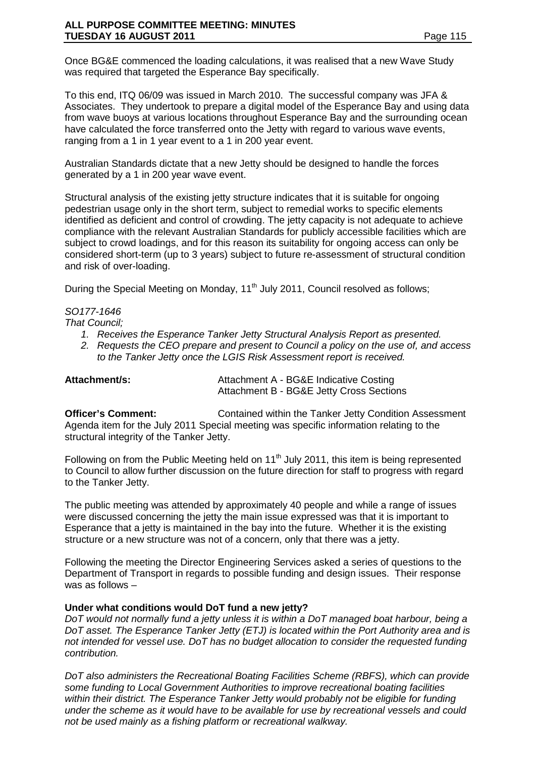Once BG&E commenced the loading calculations, it was realised that a new Wave Study was required that targeted the Esperance Bay specifically.

To this end, ITQ 06/09 was issued in March 2010. The successful company was JFA & Associates. They undertook to prepare a digital model of the Esperance Bay and using data from wave buoys at various locations throughout Esperance Bay and the surrounding ocean have calculated the force transferred onto the Jetty with regard to various wave events, ranging from a 1 in 1 year event to a 1 in 200 year event.

Australian Standards dictate that a new Jetty should be designed to handle the forces generated by a 1 in 200 year wave event.

Structural analysis of the existing jetty structure indicates that it is suitable for ongoing pedestrian usage only in the short term, subject to remedial works to specific elements identified as deficient and control of crowding. The jetty capacity is not adequate to achieve compliance with the relevant Australian Standards for publicly accessible facilities which are subject to crowd loadings, and for this reason its suitability for ongoing access can only be considered short-term (up to 3 years) subject to future re-assessment of structural condition and risk of over-loading.

During the Special Meeting on Monday, 11th July 2011, Council resolved as follows;

*SO177-1646*

*That Council;*

1. *Receives the Esperance Tanker Jetty Structural Analysis Report as presented.*
2. *Requests the CEO prepare and present to Council a policy on the use of, and access to the Tanker Jetty once the LGIS Risk Assessment report is received.*

**Attachment/s:** Attachment A - BG&E Indicative Costing
Attachment B - BG&E Jetty Cross Sections

**Officer's Comment:** Contained within the Tanker Jetty Condition Assessment Agenda item for the July 2011 Special meeting was specific information relating to the structural integrity of the Tanker Jetty.

Following on from the Public Meeting held on 11th July 2011, this item is being represented to Council to allow further discussion on the future direction for staff to progress with regard to the Tanker Jetty.

The public meeting was attended by approximately 40 people and while a range of issues were discussed concerning the jetty the main issue expressed was that it is important to Esperance that a jetty is maintained in the bay into the future. Whether it is the existing structure or a new structure was not of a concern, only that there was a jetty.

Following the meeting the Director Engineering Services asked a series of questions to the Department of Transport in regards to possible funding and design issues. Their response was as follows –

**Under what conditions would DoT fund a new jetty?**

*DoT would not normally fund a jetty unless it is within a DoT managed boat harbour, being a DoT asset. The Esperance Tanker Jetty (ETJ) is located within the Port Authority area and is not intended for vessel use. DoT has no budget allocation to consider the requested funding contribution.*

*DoT also administers the Recreational Boating Facilities Scheme (RBFS), which can provide some funding to Local Government Authorities to improve recreational boating facilities within their district. The Esperance Tanker Jetty would probably not be eligible for funding under the scheme as it would have to be available for use by recreational vessels and could not be used mainly as a fishing platform or recreational walkway.*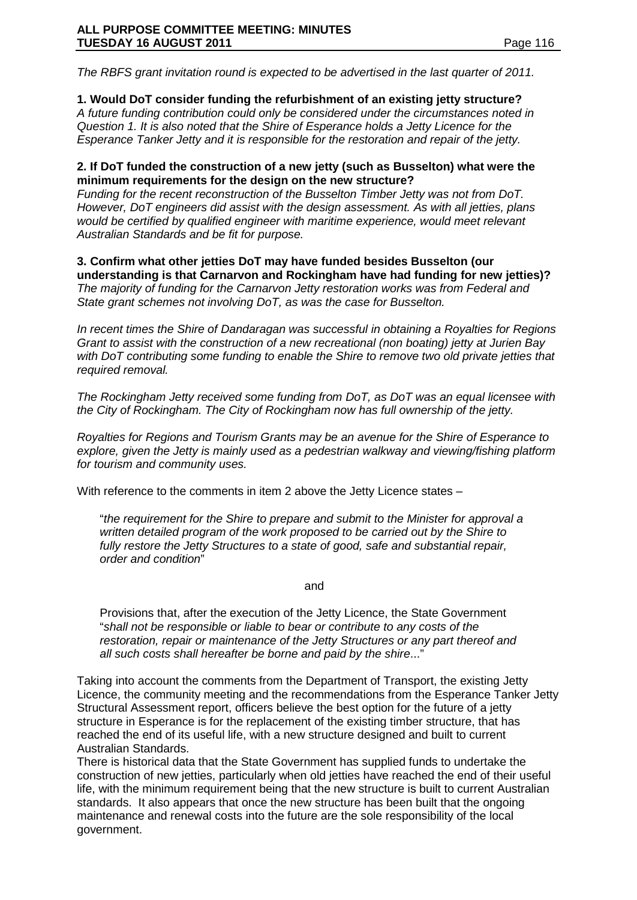*The RBFS grant invitation round is expected to be advertised in the last quarter of 2011.*

**1. Would DoT consider funding the refurbishment of an existing jetty structure?**
*A future funding contribution could only be considered under the circumstances noted in Question 1. It is also noted that the Shire of Esperance holds a Jetty Licence for the Esperance Tanker Jetty and it is responsible for the restoration and repair of the jetty.*

**2. If DoT funded the construction of a new jetty (such as Busselton) what were the minimum requirements for the design on the new structure?**
*Funding for the recent reconstruction of the Busselton Timber Jetty was not from DoT. However, DoT engineers did assist with the design assessment. As with all jetties, plans would be certified by qualified engineer with maritime experience, would meet relevant Australian Standards and be fit for purpose.*

**3. Confirm what other jetties DoT may have funded besides Busselton (our understanding is that Carnarvon and Rockingham have had funding for new jetties)?**
*The majority of funding for the Carnarvon Jetty restoration works was from Federal and State grant schemes not involving DoT, as was the case for Busselton.*

*In recent times the Shire of Dandaragan was successful in obtaining a Royalties for Regions Grant to assist with the construction of a new recreational (non boating) jetty at Jurien Bay with DoT contributing some funding to enable the Shire to remove two old private jetties that required removal.*

*The Rockingham Jetty received some funding from DoT, as DoT was an equal licensee with the City of Rockingham. The City of Rockingham now has full ownership of the jetty.*

*Royalties for Regions and Tourism Grants may be an avenue for the Shire of Esperance to explore, given the Jetty is mainly used as a pedestrian walkway and viewing/fishing platform for tourism and community uses.*

With reference to the comments in item 2 above the Jetty Licence states –

> "*the requirement for the Shire to prepare and submit to the Minister for approval a written detailed program of the work proposed to be carried out by the Shire to fully restore the Jetty Structures to a state of good, safe and substantial repair, order and condition*"
>
> and
>
> Provisions that, after the execution of the Jetty Licence, the State Government "*shall not be responsible or liable to bear or contribute to any costs of the restoration, repair or maintenance of the Jetty Structures or any part thereof and all such costs shall hereafter be borne and paid by the shire*..."

Taking into account the comments from the Department of Transport, the existing Jetty Licence, the community meeting and the recommendations from the Esperance Tanker Jetty Structural Assessment report, officers believe the best option for the future of a jetty structure in Esperance is for the replacement of the existing timber structure, that has reached the end of its useful life, with a new structure designed and built to current Australian Standards.

There is historical data that the State Government has supplied funds to undertake the construction of new jetties, particularly when old jetties have reached the end of their useful life, with the minimum requirement being that the new structure is built to current Australian standards. It also appears that once the new structure has been built that the ongoing maintenance and renewal costs into the future are the sole responsibility of the local government.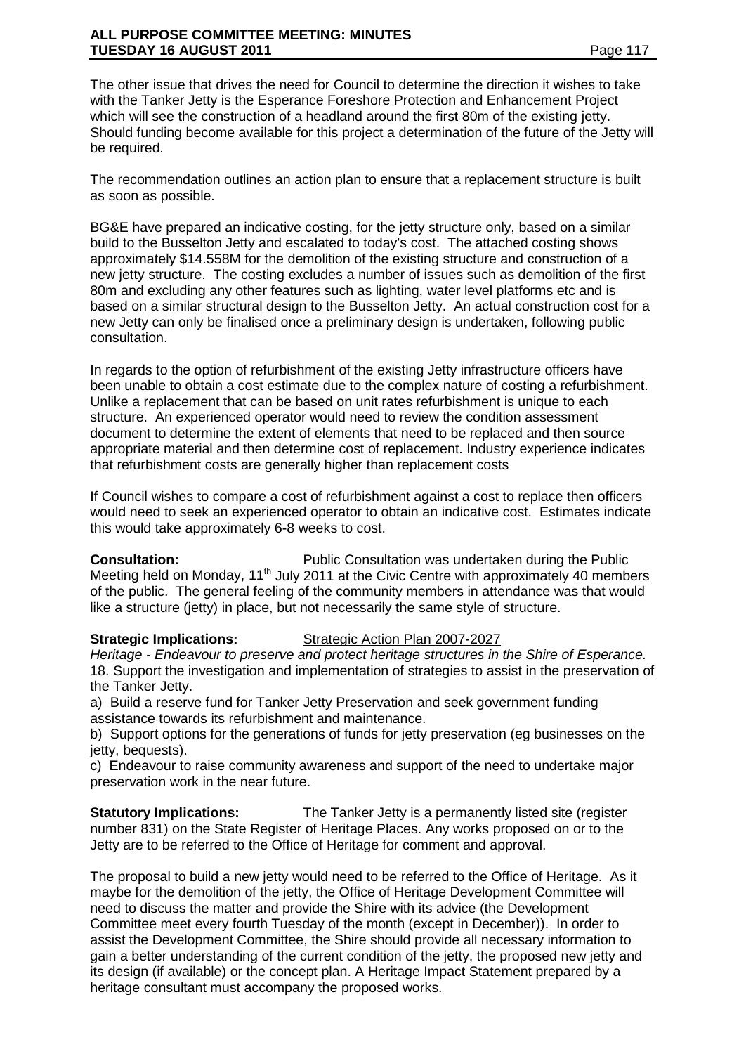The other issue that drives the need for Council to determine the direction it wishes to take with the Tanker Jetty is the Esperance Foreshore Protection and Enhancement Project which will see the construction of a headland around the first 80m of the existing jetty. Should funding become available for this project a determination of the future of the Jetty will be required.

The recommendation outlines an action plan to ensure that a replacement structure is built as soon as possible.

BG&E have prepared an indicative costing, for the jetty structure only, based on a similar build to the Busselton Jetty and escalated to today's cost. The attached costing shows approximately $14.558M for the demolition of the existing structure and construction of a new jetty structure. The costing excludes a number of issues such as demolition of the first 80m and excluding any other features such as lighting, water level platforms etc and is based on a similar structural design to the Busselton Jetty. An actual construction cost for a new Jetty can only be finalised once a preliminary design is undertaken, following public consultation.

In regards to the option of refurbishment of the existing Jetty infrastructure officers have been unable to obtain a cost estimate due to the complex nature of costing a refurbishment. Unlike a replacement that can be based on unit rates refurbishment is unique to each structure. An experienced operator would need to review the condition assessment document to determine the extent of elements that need to be replaced and then source appropriate material and then determine cost of replacement. Industry experience indicates that refurbishment costs are generally higher than replacement costs

If Council wishes to compare a cost of refurbishment against a cost to replace then officers would need to seek an experienced operator to obtain an indicative cost. Estimates indicate this would take approximately 6-8 weeks to cost.

**Consultation:** Public Consultation was undertaken during the Public Meeting held on Monday, 11th July 2011 at the Civic Centre with approximately 40 members of the public. The general feeling of the community members in attendance was that would like a structure (jetty) in place, but not necessarily the same style of structure.

**Strategic Implications:** Strategic Action Plan 2007-2027

*Heritage - Endeavour to preserve and protect heritage structures in the Shire of Esperance.*

18. Support the investigation and implementation of strategies to assist in the preservation of the Tanker Jetty.

a) Build a reserve fund for Tanker Jetty Preservation and seek government funding assistance towards its refurbishment and maintenance.

b) Support options for the generations of funds for jetty preservation (eg businesses on the jetty, bequests).

c) Endeavour to raise community awareness and support of the need to undertake major preservation work in the near future.

**Statutory Implications:** The Tanker Jetty is a permanently listed site (register number 831) on the State Register of Heritage Places. Any works proposed on or to the Jetty are to be referred to the Office of Heritage for comment and approval.

The proposal to build a new jetty would need to be referred to the Office of Heritage. As it maybe for the demolition of the jetty, the Office of Heritage Development Committee will need to discuss the matter and provide the Shire with its advice (the Development Committee meet every fourth Tuesday of the month (except in December)). In order to assist the Development Committee, the Shire should provide all necessary information to gain a better understanding of the current condition of the jetty, the proposed new jetty and its design (if available) or the concept plan. A Heritage Impact Statement prepared by a heritage consultant must accompany the proposed works.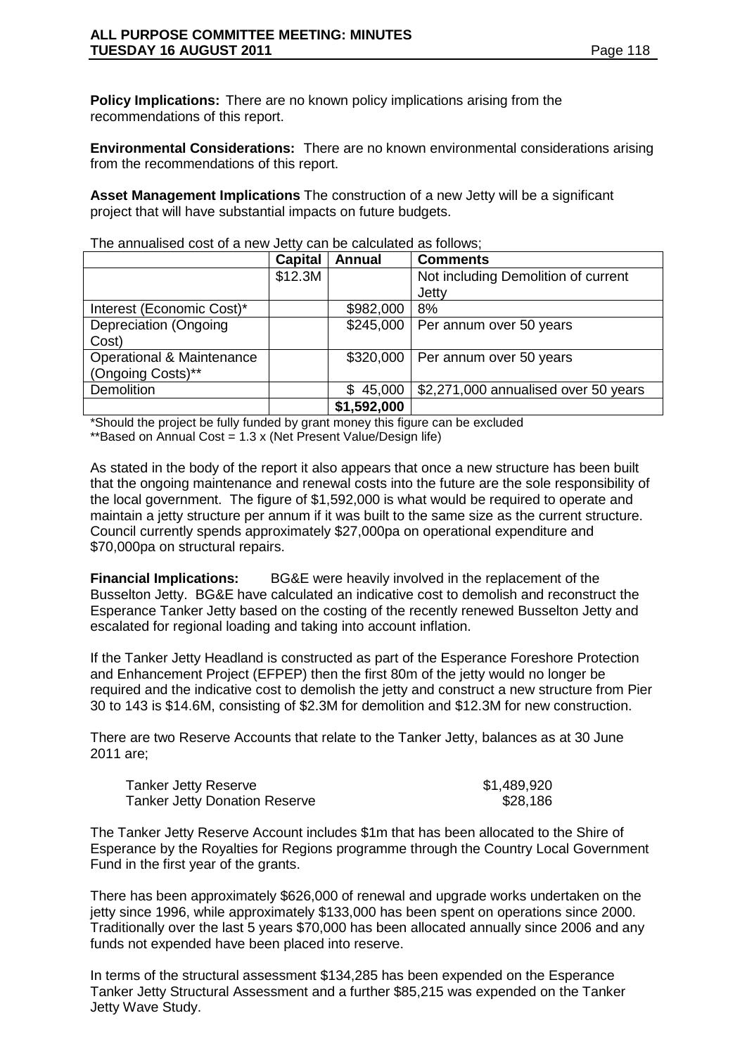**Policy Implications:** There are no known policy implications arising from the recommendations of this report.

**Environmental Considerations:** There are no known environmental considerations arising from the recommendations of this report.

**Asset Management Implications** The construction of a new Jetty will be a significant project that will have substantial impacts on future budgets.

The annualised cost of a new Jetty can be calculated as follows;

| | Capital | Annual | Comments |
|---|---|---|---|
| | $12.3M | | Not including Demolition of current Jetty |
| Interest (Economic Cost)* | | $982,000 | 8% |
| Depreciation (Ongoing Cost) | | $245,000 | Per annum over 50 years |
| Operational & Maintenance (Ongoing Costs)** | | $320,000 | Per annum over 50 years |
| Demolition | | $ 45,000 | $2,271,000 annualised over 50 years |
| | | $1,592,000 | |

*Should the project be fully funded by grant money this figure can be excluded
**Based on Annual Cost = 1.3 x (Net Present Value/Design life)

As stated in the body of the report it also appears that once a new structure has been built that the ongoing maintenance and renewal costs into the future are the sole responsibility of the local government. The figure of $1,592,000 is what would be required to operate and maintain a jetty structure per annum if it was built to the same size as the current structure. Council currently spends approximately $27,000pa on operational expenditure and $70,000pa on structural repairs.

**Financial Implications:** BG&E were heavily involved in the replacement of the Busselton Jetty. BG&E have calculated an indicative cost to demolish and reconstruct the Esperance Tanker Jetty based on the costing of the recently renewed Busselton Jetty and escalated for regional loading and taking into account inflation.

If the Tanker Jetty Headland is constructed as part of the Esperance Foreshore Protection and Enhancement Project (EFPEP) then the first 80m of the jetty would no longer be required and the indicative cost to demolish the jetty and construct a new structure from Pier 30 to 143 is $14.6M, consisting of $2.3M for demolition and $12.3M for new construction.

There are two Reserve Accounts that relate to the Tanker Jetty, balances as at 30 June 2011 are;

| | |
|---|---|
| Tanker Jetty Reserve | $1,489,920 |
| Tanker Jetty Donation Reserve | $28,186 |

The Tanker Jetty Reserve Account includes $1m that has been allocated to the Shire of Esperance by the Royalties for Regions programme through the Country Local Government Fund in the first year of the grants.

There has been approximately $626,000 of renewal and upgrade works undertaken on the jetty since 1996, while approximately $133,000 has been spent on operations since 2000. Traditionally over the last 5 years $70,000 has been allocated annually since 2006 and any funds not expended have been placed into reserve.

In terms of the structural assessment $134,285 has been expended on the Esperance Tanker Jetty Structural Assessment and a further $85,215 was expended on the Tanker Jetty Wave Study.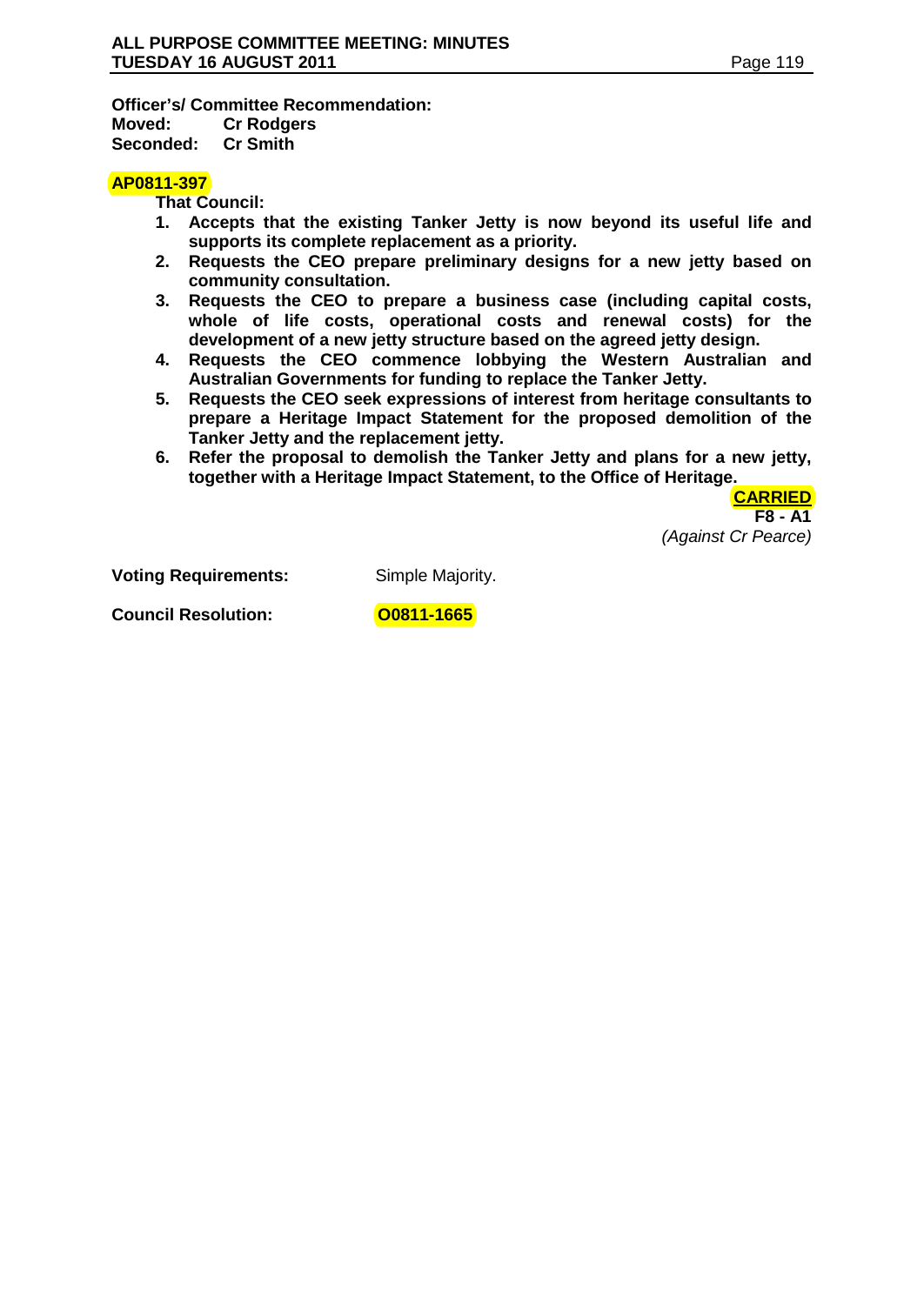**Officer's/ Committee Recommendation:**
**Moved: Cr Rodgers**
**Seconded: Cr Smith**

**AP0811-397**

**That Council:**

1. **Accepts that the existing Tanker Jetty is now beyond its useful life and supports its complete replacement as a priority.**
2. **Requests the CEO prepare preliminary designs for a new jetty based on community consultation.**
3. **Requests the CEO to prepare a business case (including capital costs, whole of life costs, operational costs and renewal costs) for the development of a new jetty structure based on the agreed jetty design.**
4. **Requests the CEO commence lobbying the Western Australian and Australian Governments for funding to replace the Tanker Jetty.**
5. **Requests the CEO seek expressions of interest from heritage consultants to prepare a Heritage Impact Statement for the proposed demolition of the Tanker Jetty and the replacement jetty.**
6. **Refer the proposal to demolish the Tanker Jetty and plans for a new jetty, together with a Heritage Impact Statement, to the Office of Heritage.**

**CARRIED**
**F8 - A1**
*(Against Cr Pearce)*

**Voting Requirements:** Simple Majority.

**Council Resolution:** **O0811-1665**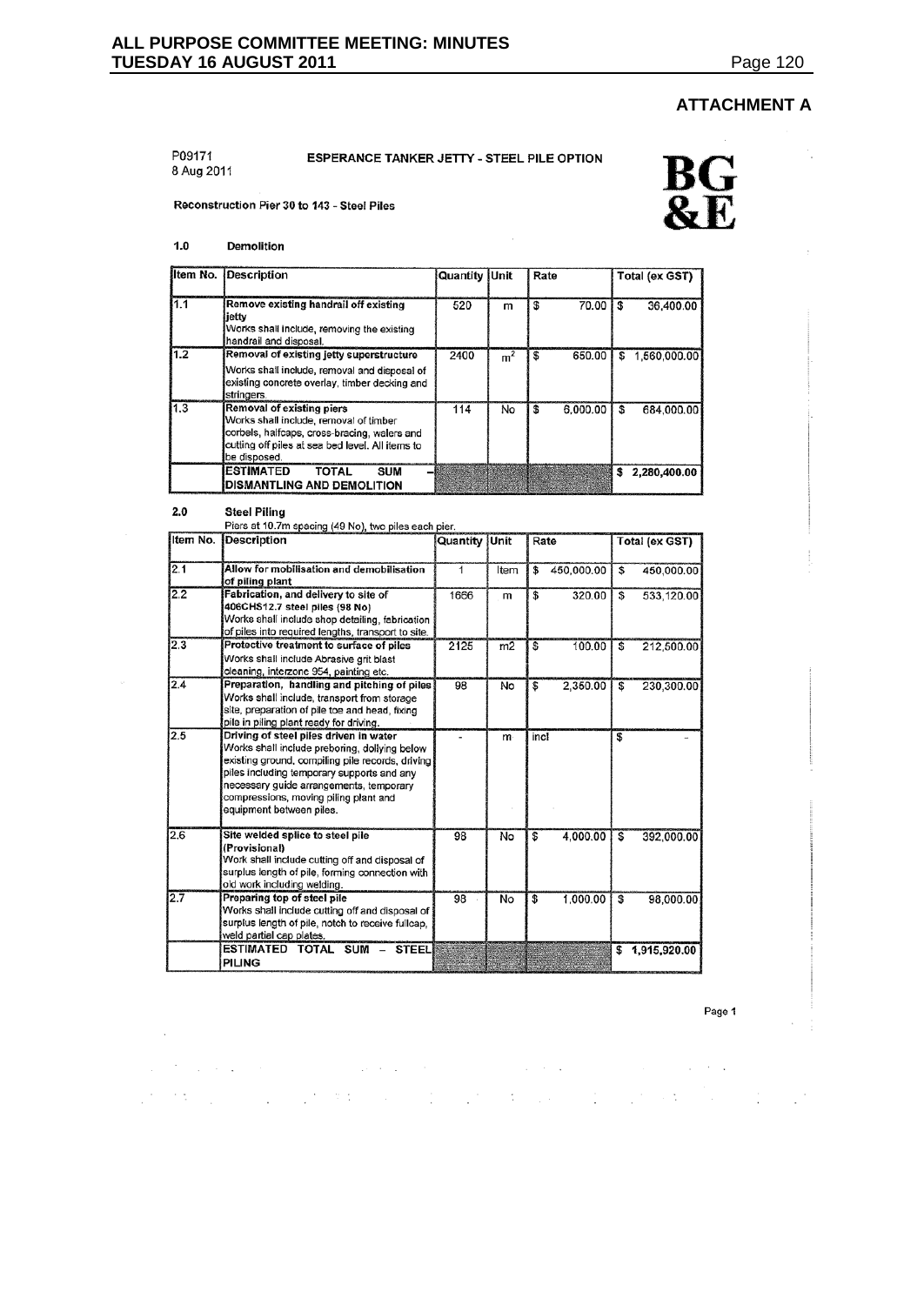## ATTACHMENT A

P09171
8 Aug 2011

**ESPERANCE TANKER JETTY - STEEL PILE OPTION**

**BG &E**

**Reconstruction Pier 30 to 143 - Steel Piles**

### 1.0 Demolition

| Item No. | Description | Quantity | Unit | Rate | Total (ex GST) |
|---|---|---|---|---|---|
| 1.1 | **Remove existing handrail off existing jetty** Works shall include, removing the existing handrail and disposal. | 520 | m | $ 70.00 | $ 36,400.00 |
| 1.2 | **Removal of existing jetty superstructure** Works shall include, removal and disposal of existing concrete overlay, timber decking and stringers. | 2400 | $m^2$ | $ 650.00 | $ 1,560,000.00 |
| 1.3 | **Removal of existing piers** Works shall include, removal of timber corbels, halfcaps, cross-bracing, walers and cutting off piles at sea bed level. All items to be disposed. | 114 | No | $ 6,000.00 | $ 684,000.00 |
| | **ESTIMATED TOTAL SUM – DISMANTLING AND DEMOLITION** | | | | **$ 2,280,400.00** |

### 2.0 Steel Piling

Piers at 10.7m spacing (49 No), two piles each pier.

| Item No. | Description | Quantity | Unit | Rate | Total (ex GST) |
|---|---|---|---|---|---|
| 2.1 | **Allow for mobilisation and demobilisation of piling plant** | 1 | Item | $ 450,000.00 | $ 450,000.00 |
| 2.2 | **Fabrication, and delivery to site of 406CHS12.7 steel piles (98 No)** Works shall include shop detailing, fabrication of piles into required lengths, transport to site. | 1666 | m | $ 320.00 | $ 533,120.00 |
| 2.3 | **Protective treatment to surface of piles** Works shall include Abrasive grit blast cleaning, interzone 954, painting etc. | 2125 | m2 | $ 100.00 | $ 212,500.00 |
| 2.4 | **Preparation, handling and pitching of piles** Works shall include, transport from storage site, preparation of pile toe and head, fixing pile in piling plant ready for driving. | 98 | No | $ 2,350.00 | $ 230,300.00 |
| 2.5 | **Driving of steel piles driven in water** Works shall include preboring, dollying below existing ground, compiling pile records, driving piles including temporary supports and any necessary guide arrangements, temporary compressions, moving piling plant and equipment between piles. | - | m | incl | $ - |
| 2.6 | **Site welded splice to steel pile (Provisional)** Work shall include cutting off and disposal of surplus length of pile, forming connection with old work including welding. | 98 | No | $ 4,000.00 | $ 392,000.00 |
| 2.7 | **Preparing top of steel pile** Works shall include cutting off and disposal of surplus length of pile, notch to receive fullcap, weld partial cap plates. | 98 | No | $ 1,000.00 | $ 98,000.00 |
| | **ESTIMATED TOTAL SUM – STEEL PILING** | | | | **$ 1,915,920.00** |

Page 1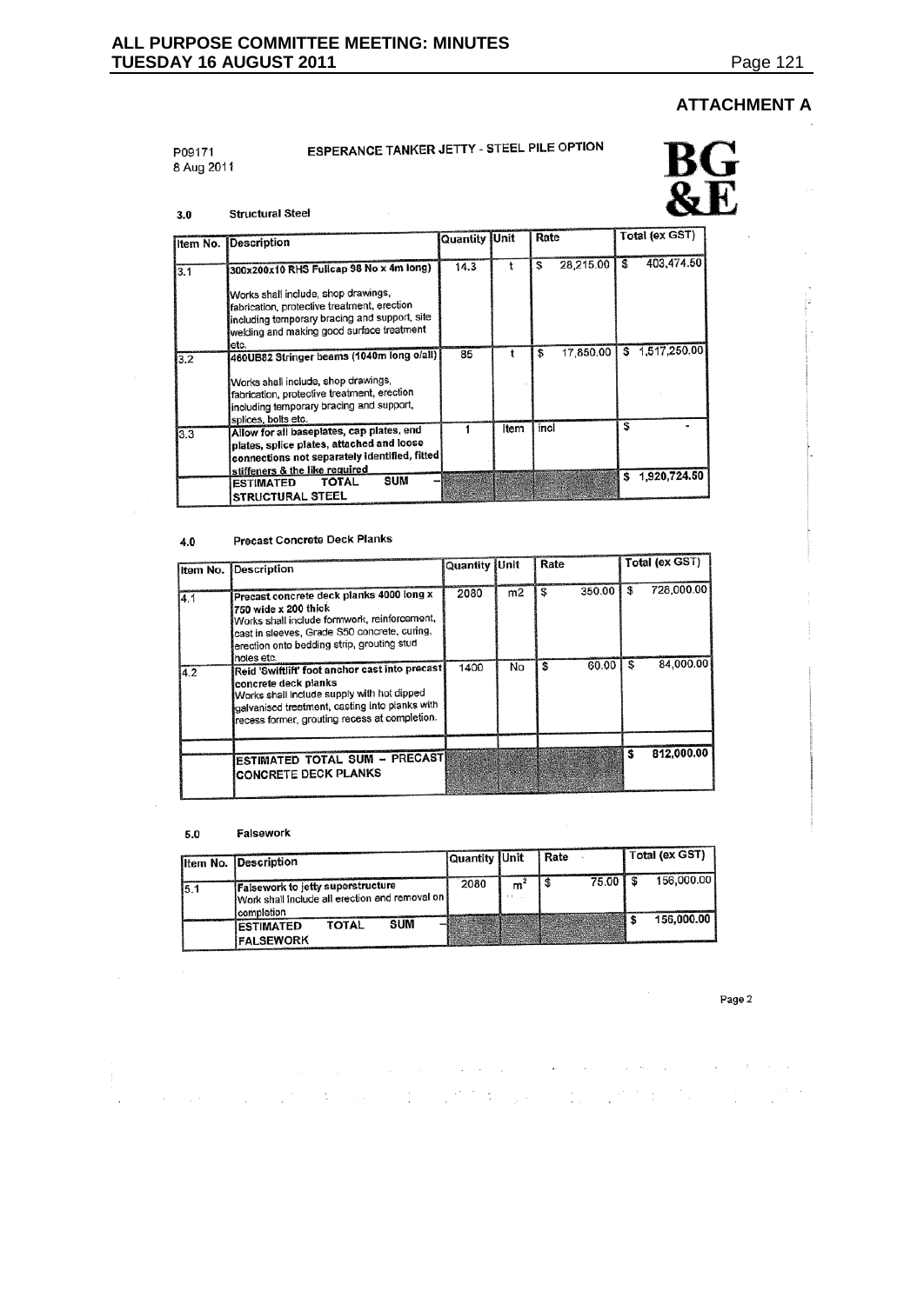## ATTACHMENT A

P09171
8 Aug 2011

**ESPERANCE TANKER JETTY - STEEL PILE OPTION**

BG &E

### 3.0 Structural Steel

| Item No. | Description | Quantity | Unit | Rate | Total (ex GST) |
|---|---|---|---|---|---|
| 3.1 | **300x200x10 RHS Fullcap 98 No x 4m long)** Works shall include, shop drawings, fabrication, protective treatment, erection including temporary bracing and support, site welding and making good surface treatment etc. | 14.3 | t | $ 28,215.00 | $ 403,474.50 |
| 3.2 | **460UB82 Stringer beams (1040m long o/all)** Works shall include, shop drawings, fabrication, protective treatment, erection including temporary bracing and support, splices, bolts etc. | 85 | t | $ 17,850.00 | $ 1,517,250.00 |
| 3.3 | **Allow for all baseplates, cap plates, end plates, splice plates, attached and loose connections not separately identified, fitted stiffeners & the like required** | 1 | Item | incl | $ - |
| | **ESTIMATED TOTAL SUM – STRUCTURAL STEEL** | | | | $ 1,920,724.50 |

### 4.0 Precast Concrete Deck Planks

| Item No. | Description | Quantity | Unit | Rate | Total (ex GST) |
|---|---|---|---|---|---|
| 4.1 | **Precast concrete deck planks 4000 long x 750 wide x 200 thick** Works shall include formwork, reinforcement, cast in sleeves, Grade S50 concrete, curing, erection onto bedding strip, grouting stud holes etc. | 2080 | m2 | $ 350.00 | $ 728,000.00 |
| 4.2 | **Reid 'Swiftlift' foot anchor cast into precast concrete deck planks** Works shall include supply with hot dipped galvanised treatment, casting into planks with recess former, grouting recess at completion. | 1400 | No | $ 60.00 | $ 84,000.00 |
| | **ESTIMATED TOTAL SUM – PRECAST CONCRETE DECK PLANKS** | | | | $ 812,000.00 |

### 5.0 Falsework

| Item No. | Description | Quantity | Unit | Rate | Total (ex GST) |
|---|---|---|---|---|---|
| 5.1 | **Falsework to jetty superstructure** Work shall include all erection and removal on completion | 2080 | $m^2$ | $ 75.00 | $ 156,000.00 |
| | **ESTIMATED TOTAL SUM – FALSEWORK** | | | | $ 156,000.00 |

Page 2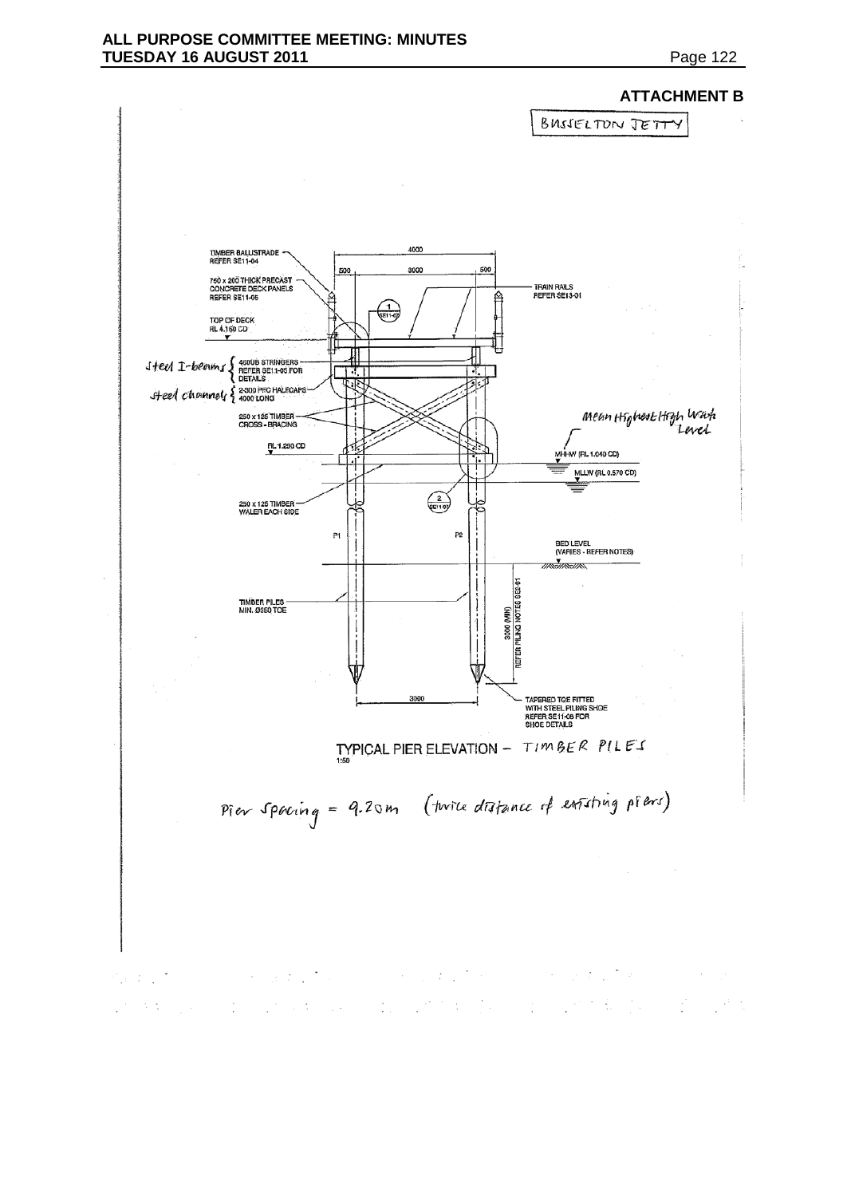**ATTACHMENT B**

BUSSELTON JETTY

TIMBER BALLUSTRADE REFER SE11-04

750 x 200 THICK PRECAST CONCRETE DECK PANELS REFER SE11-05

TOP OF DECK RL 4.160 CD

4000

500 3000 500

TRAIN RAILS REFER SE13-01

Steel I-beams { 460UB STRINGERS REFER SE11-05 FOR DETAILS

Steel channels { 2-300 PFC HALFCAPS 4000 LONG

250 x 125 TIMBER CROSS-BRACING

RL 1.290 CD

Mean Highest High Water Level

MHHW (RL 1.040 CD)

MLLW (RL 0.570 CD)

250 x 125 TIMBER WALER EACH SIDE

P1 P2

BED LEVEL (VARIES - REFER NOTES)

TIMBER PILES MIN. Ø350 TOE

3000 (MIN) REFER PILING NOTES SE2-01

3000

TAPERED TOE FITTED WITH STEEL PILING SHOE REFER SE11-08 FOR SHOE DETAILS

TYPICAL PIER ELEVATION – TIMBER PILES
1:50

Pier Spacing = 9.20m (twice distance of existing piers)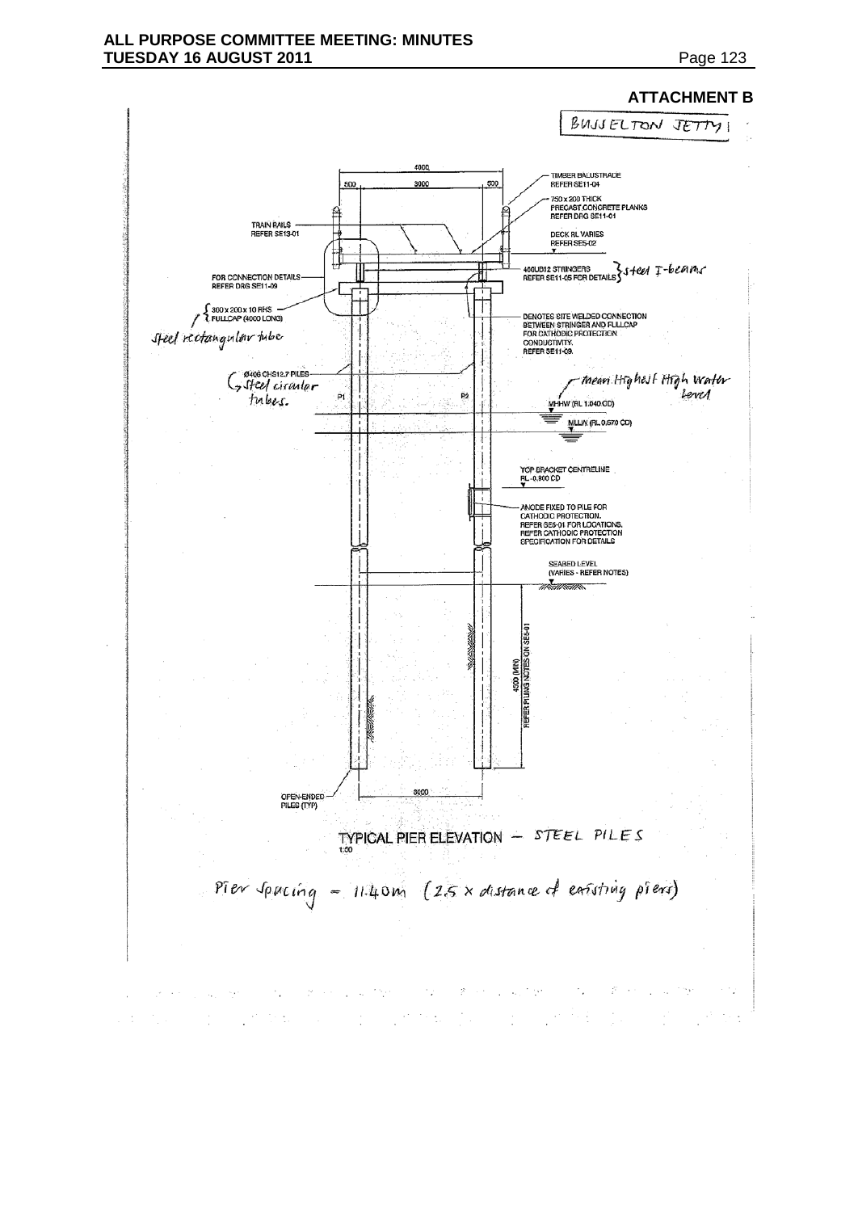## ATTACHMENT B

BUSSELTON JETTY

4000

500 | 3000 | 500

TIMBER BALUSTRADE
REFER SE11-04

750 x 200 THICK
PRECAST CONCRETE PLANKS
REFER DRG SE11-01

TRAIN RAILS
REFER SE13-01

DECK RL VARIES
REFER SE5-02

400UB12 STRINGERS
REFER SE11-05 FOR DETAILS } steel I-beams

FOR CONNECTION DETAILS
REFER DRG SE11-09

300 x 200 x 10 RHS
FULLCAP (4000 LONG)
steel rectangular tube

DENOTES SITE WELDED CONNECTION
BETWEEN STRINGER AND FULLCAP
FOR CATHODIC PROTECTION
CONDUCTIVITY.
REFER SE11-09.

Ø406 CHS12.7 PILES
→ Steel circular tubes.

P1

P2

Mean Highest High Water Level

MHHW (RL 1.040 CD)

MLLW (RL 0.570 CD)

TOP BRACKET CENTRELINE
RL -0.800 CD

ANODE FIXED TO PILE FOR
CATHODIC PROTECTION.
REFER SE5-01 FOR LOCATIONS.
REFER CATHODIC PROTECTION
SPECIFICATION FOR DETAILS

SEABED LEVEL
(VARIES - REFER NOTES)

4500 (MIN)
REFER PILING NOTES ON SE5-01

OPEN-ENDED
PILES (TYP)

3000

TYPICAL PIER ELEVATION – STEEL PILES
1:50

Pier Spacing = 11.40m (2.5 x distance of existing piers)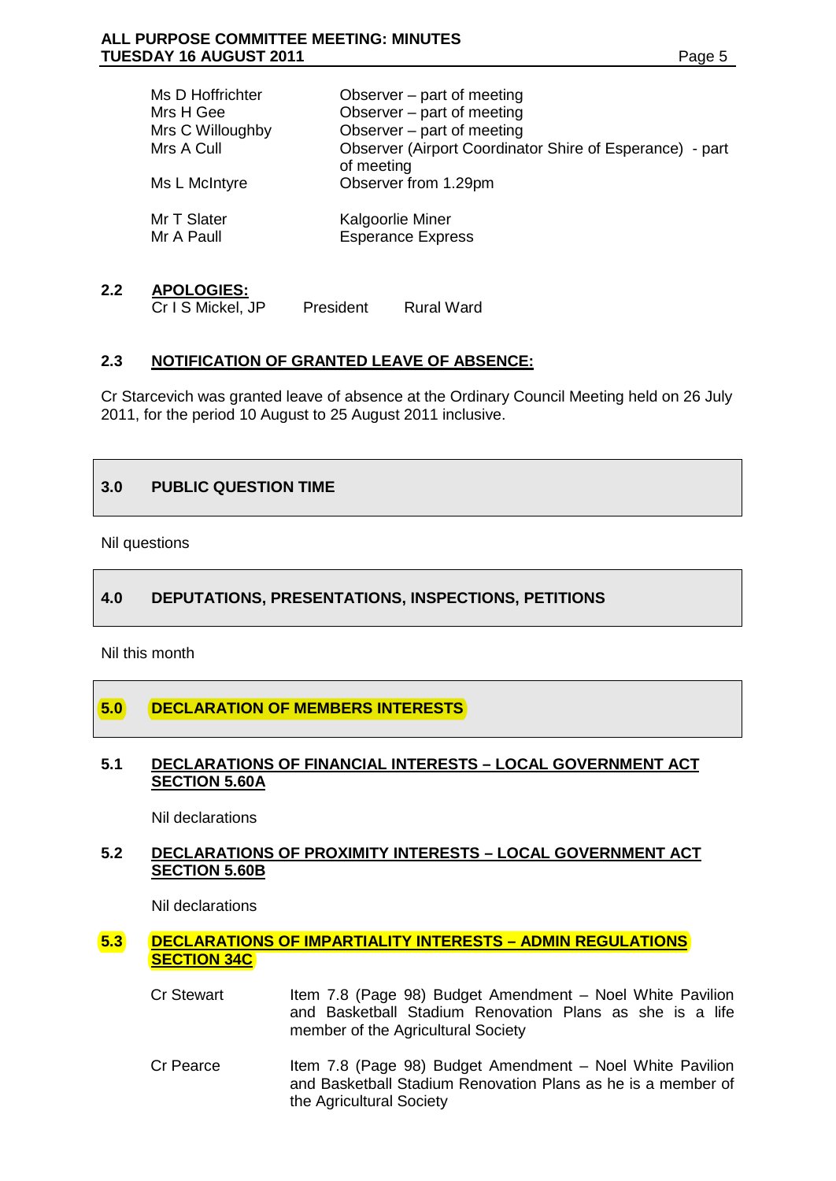| | |
|---|---|
| Ms D Hoffrichter | Observer – part of meeting |
| Mrs H Gee | Observer – part of meeting |
| Mrs C Willoughby | Observer – part of meeting |
| Mrs A Cull | Observer (Airport Coordinator Shire of Esperance) - part of meeting |
| Ms L McIntyre | Observer from 1.29pm |
| Mr T Slater | Kalgoorlie Miner |
| Mr A Paull | Esperance Express |

### 2.2 APOLOGIES:

| | | |
|---|---|---|
| Cr I S Mickel, JP | President | Rural Ward |

### 2.3 NOTIFICATION OF GRANTED LEAVE OF ABSENCE:

Cr Starcevich was granted leave of absence at the Ordinary Council Meeting held on 26 July 2011, for the period 10 August to 25 August 2011 inclusive.

## 3.0 PUBLIC QUESTION TIME

Nil questions

## 4.0 DEPUTATIONS, PRESENTATIONS, INSPECTIONS, PETITIONS

Nil this month

## 5.0 DECLARATION OF MEMBERS INTERESTS

### 5.1 DECLARATIONS OF FINANCIAL INTERESTS – LOCAL GOVERNMENT ACT SECTION 5.60A

Nil declarations

### 5.2 DECLARATIONS OF PROXIMITY INTERESTS – LOCAL GOVERNMENT ACT SECTION 5.60B

Nil declarations

### 5.3 DECLARATIONS OF IMPARTIALITY INTERESTS – ADMIN REGULATIONS SECTION 34C

| | |
|---|---|
| Cr Stewart | Item 7.8 (Page 98) Budget Amendment – Noel White Pavilion and Basketball Stadium Renovation Plans as she is a life member of the Agricultural Society |
| Cr Pearce | Item 7.8 (Page 98) Budget Amendment – Noel White Pavilion and Basketball Stadium Renovation Plans as he is a member of the Agricultural Society |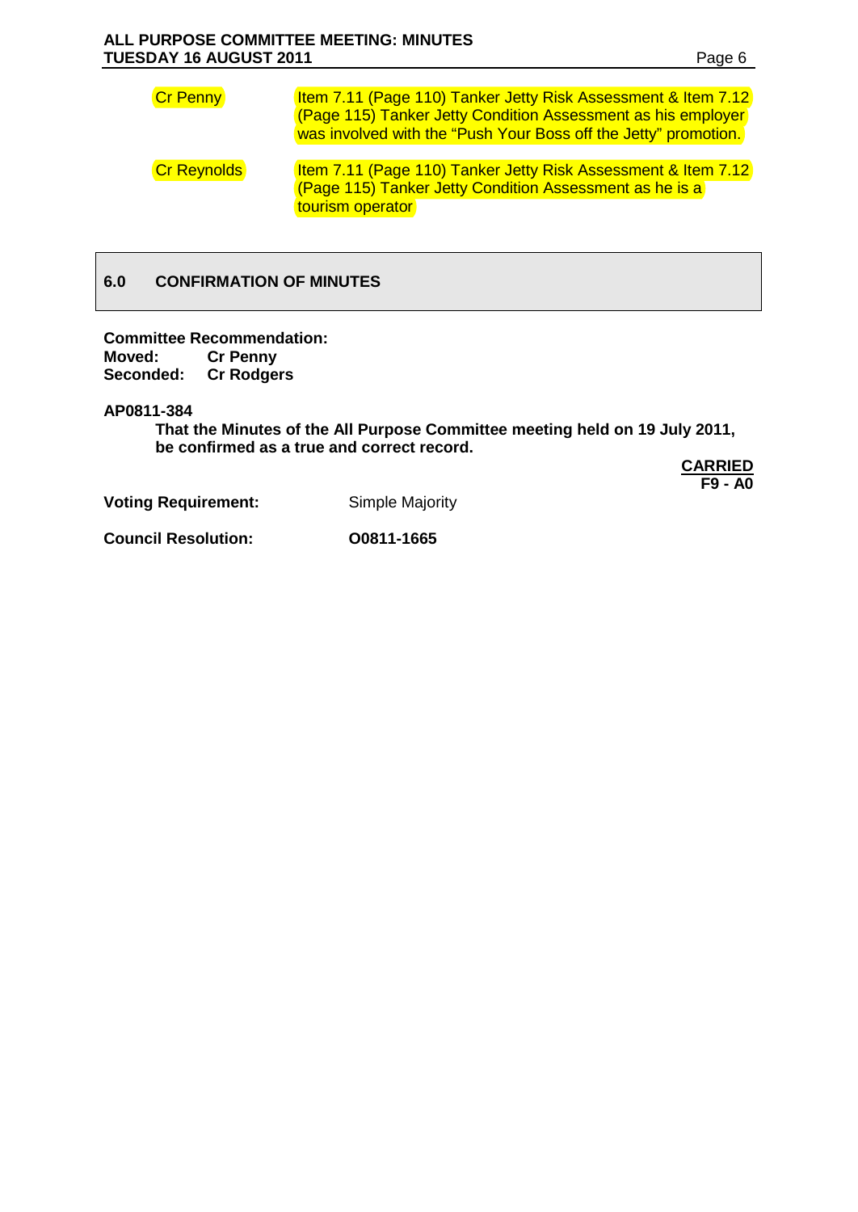| | |
|---|---|
| Cr Penny | Item 7.11 (Page 110) Tanker Jetty Risk Assessment & Item 7.12 (Page 115) Tanker Jetty Condition Assessment as his employer was involved with the "Push Your Boss off the Jetty" promotion. |
| Cr Reynolds | Item 7.11 (Page 110) Tanker Jetty Risk Assessment & Item 7.12 (Page 115) Tanker Jetty Condition Assessment as he is a tourism operator |

## 6.0 CONFIRMATION OF MINUTES

**Committee Recommendation:**
**Moved: Cr Penny**
**Seconded: Cr Rodgers**

**AP0811-384**

**That the Minutes of the All Purpose Committee meeting held on 19 July 2011, be confirmed as a true and correct record.**

**CARRIED**
**F9 - A0**

**Voting Requirement:** Simple Majority

**Council Resolution:** **O0811-1665**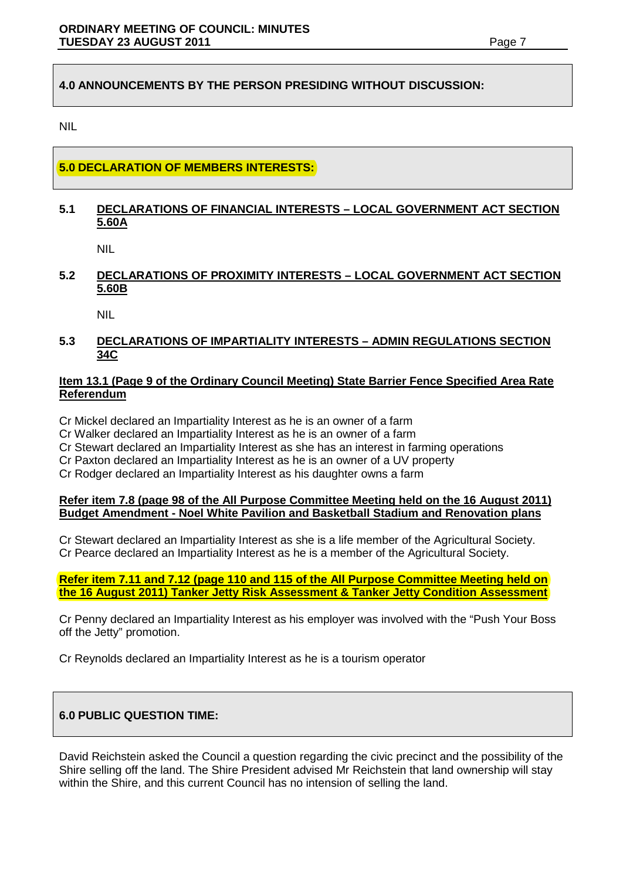## 4.0 ANNOUNCEMENTS BY THE PERSON PRESIDING WITHOUT DISCUSSION:

NIL

## 5.0 DECLARATION OF MEMBERS INTERESTS:

### 5.1 DECLARATIONS OF FINANCIAL INTERESTS – LOCAL GOVERNMENT ACT SECTION 5.60A

NIL

### 5.2 DECLARATIONS OF PROXIMITY INTERESTS – LOCAL GOVERNMENT ACT SECTION 5.60B

NIL

### 5.3 DECLARATIONS OF IMPARTIALITY INTERESTS – ADMIN REGULATIONS SECTION 34C

**Item 13.1 (Page 9 of the Ordinary Council Meeting) State Barrier Fence Specified Area Rate Referendum**

Cr Mickel declared an Impartiality Interest as he is an owner of a farm
Cr Walker declared an Impartiality Interest as he is an owner of a farm
Cr Stewart declared an Impartiality Interest as she has an interest in farming operations
Cr Paxton declared an Impartiality Interest as he is an owner of a UV property
Cr Rodger declared an Impartiality Interest as his daughter owns a farm

**Refer item 7.8 (page 98 of the All Purpose Committee Meeting held on the 16 August 2011) Budget Amendment - Noel White Pavilion and Basketball Stadium and Renovation plans**

Cr Stewart declared an Impartiality Interest as she is a life member of the Agricultural Society.
Cr Pearce declared an Impartiality Interest as he is a member of the Agricultural Society.

**Refer item 7.11 and 7.12 (page 110 and 115 of the All Purpose Committee Meeting held on the 16 August 2011) Tanker Jetty Risk Assessment & Tanker Jetty Condition Assessment**

Cr Penny declared an Impartiality Interest as his employer was involved with the "Push Your Boss off the Jetty" promotion.

Cr Reynolds declared an Impartiality Interest as he is a tourism operator

## 6.0 PUBLIC QUESTION TIME:

David Reichstein asked the Council a question regarding the civic precinct and the possibility of the Shire selling off the land. The Shire President advised Mr Reichstein that land ownership will stay within the Shire, and this current Council has no intension of selling the land.